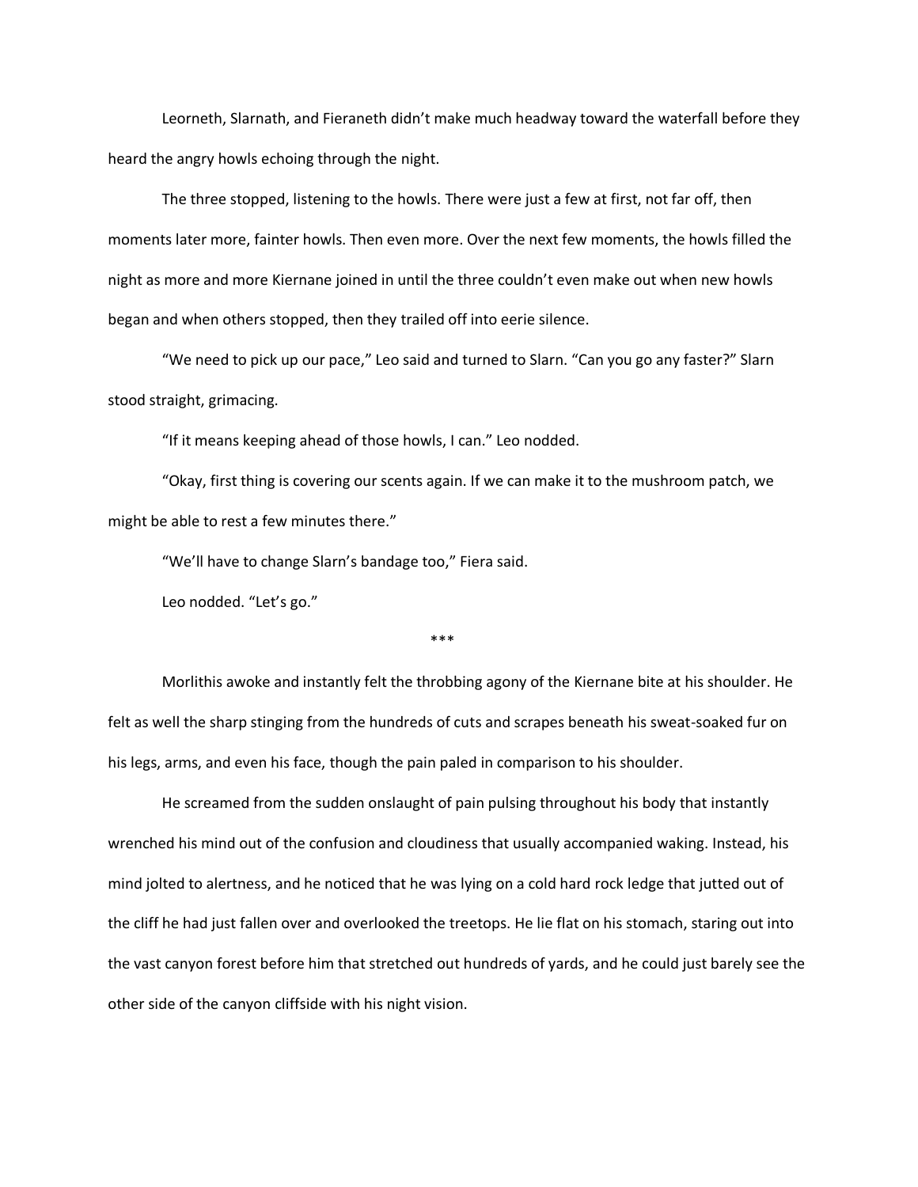Leorneth, Slarnath, and Fieraneth didn't make much headway toward the waterfall before they heard the angry howls echoing through the night.

The three stopped, listening to the howls. There were just a few at first, not far off, then moments later more, fainter howls. Then even more. Over the next few moments, the howls filled the night as more and more Kiernane joined in until the three couldn't even make out when new howls began and when others stopped, then they trailed off into eerie silence.

"We need to pick up our pace," Leo said and turned to Slarn. "Can you go any faster?" Slarn stood straight, grimacing.

"If it means keeping ahead of those howls, I can." Leo nodded.

"Okay, first thing is covering our scents again. If we can make it to the mushroom patch, we might be able to rest a few minutes there."

"We'll have to change Slarn's bandage too," Fiera said.

Leo nodded. "Let's go."

\*\*\*

Morlithis awoke and instantly felt the throbbing agony of the Kiernane bite at his shoulder. He felt as well the sharp stinging from the hundreds of cuts and scrapes beneath his sweat-soaked fur on his legs, arms, and even his face, though the pain paled in comparison to his shoulder.

He screamed from the sudden onslaught of pain pulsing throughout his body that instantly wrenched his mind out of the confusion and cloudiness that usually accompanied waking. Instead, his mind jolted to alertness, and he noticed that he was lying on a cold hard rock ledge that jutted out of the cliff he had just fallen over and overlooked the treetops. He lie flat on his stomach, staring out into the vast canyon forest before him that stretched out hundreds of yards, and he could just barely see the other side of the canyon cliffside with his night vision.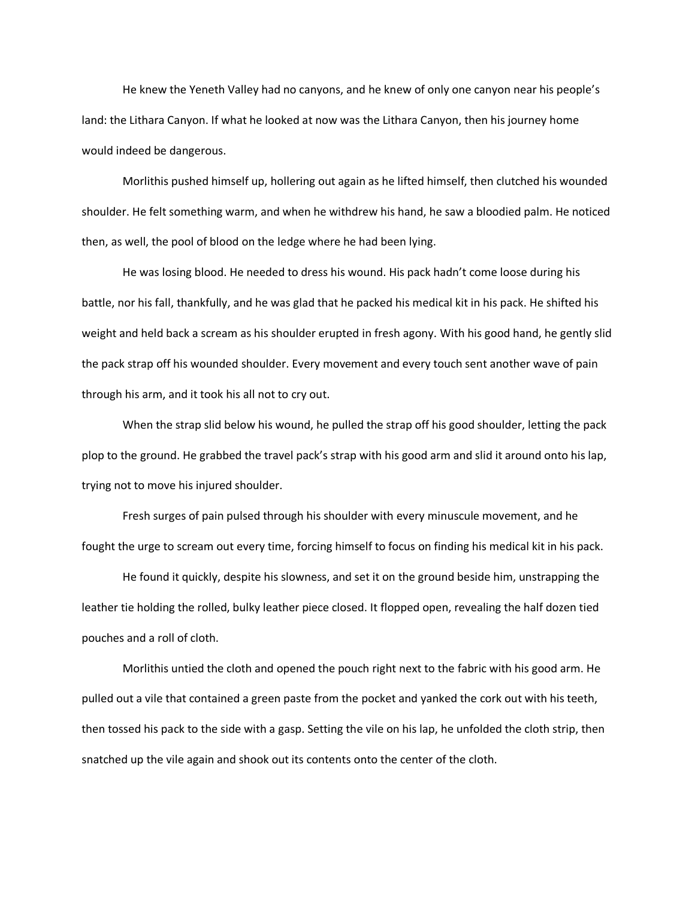He knew the Yeneth Valley had no canyons, and he knew of only one canyon near his people's land: the Lithara Canyon. If what he looked at now was the Lithara Canyon, then his journey home would indeed be dangerous.

Morlithis pushed himself up, hollering out again as he lifted himself, then clutched his wounded shoulder. He felt something warm, and when he withdrew his hand, he saw a bloodied palm. He noticed then, as well, the pool of blood on the ledge where he had been lying.

He was losing blood. He needed to dress his wound. His pack hadn't come loose during his battle, nor his fall, thankfully, and he was glad that he packed his medical kit in his pack. He shifted his weight and held back a scream as his shoulder erupted in fresh agony. With his good hand, he gently slid the pack strap off his wounded shoulder. Every movement and every touch sent another wave of pain through his arm, and it took his all not to cry out.

When the strap slid below his wound, he pulled the strap off his good shoulder, letting the pack plop to the ground. He grabbed the travel pack's strap with his good arm and slid it around onto his lap, trying not to move his injured shoulder.

Fresh surges of pain pulsed through his shoulder with every minuscule movement, and he fought the urge to scream out every time, forcing himself to focus on finding his medical kit in his pack.

He found it quickly, despite his slowness, and set it on the ground beside him, unstrapping the leather tie holding the rolled, bulky leather piece closed. It flopped open, revealing the half dozen tied pouches and a roll of cloth.

Morlithis untied the cloth and opened the pouch right next to the fabric with his good arm. He pulled out a vile that contained a green paste from the pocket and yanked the cork out with his teeth, then tossed his pack to the side with a gasp. Setting the vile on his lap, he unfolded the cloth strip, then snatched up the vile again and shook out its contents onto the center of the cloth.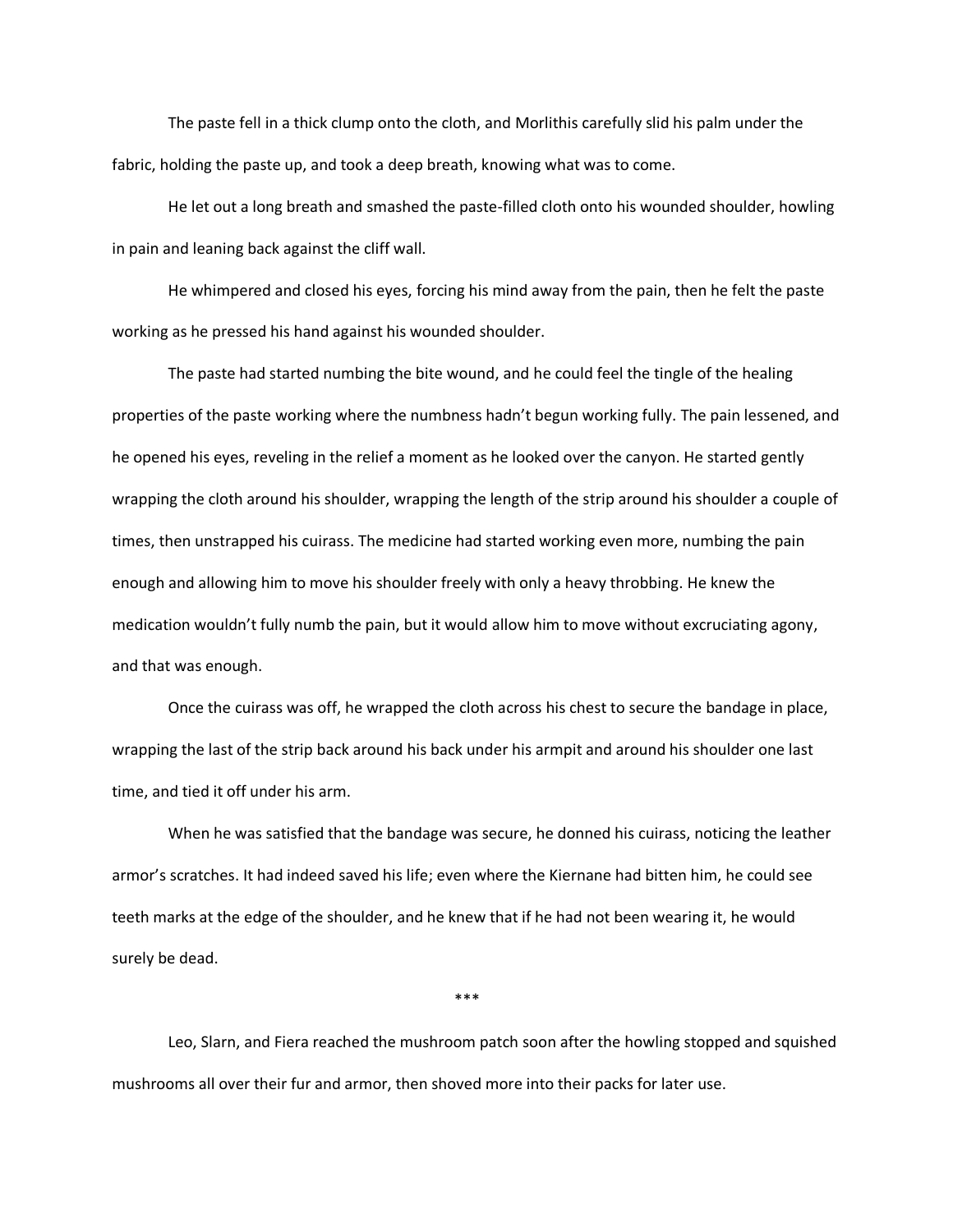The paste fell in a thick clump onto the cloth, and Morlithis carefully slid his palm under the fabric, holding the paste up, and took a deep breath, knowing what was to come.

He let out a long breath and smashed the paste-filled cloth onto his wounded shoulder, howling in pain and leaning back against the cliff wall.

He whimpered and closed his eyes, forcing his mind away from the pain, then he felt the paste working as he pressed his hand against his wounded shoulder.

The paste had started numbing the bite wound, and he could feel the tingle of the healing properties of the paste working where the numbness hadn't begun working fully. The pain lessened, and he opened his eyes, reveling in the relief a moment as he looked over the canyon. He started gently wrapping the cloth around his shoulder, wrapping the length of the strip around his shoulder a couple of times, then unstrapped his cuirass. The medicine had started working even more, numbing the pain enough and allowing him to move his shoulder freely with only a heavy throbbing. He knew the medication wouldn't fully numb the pain, but it would allow him to move without excruciating agony, and that was enough.

Once the cuirass was off, he wrapped the cloth across his chest to secure the bandage in place, wrapping the last of the strip back around his back under his armpit and around his shoulder one last time, and tied it off under his arm.

When he was satisfied that the bandage was secure, he donned his cuirass, noticing the leather armor's scratches. It had indeed saved his life; even where the Kiernane had bitten him, he could see teeth marks at the edge of the shoulder, and he knew that if he had not been wearing it, he would surely be dead.

\*\*\*

Leo, Slarn, and Fiera reached the mushroom patch soon after the howling stopped and squished mushrooms all over their fur and armor, then shoved more into their packs for later use.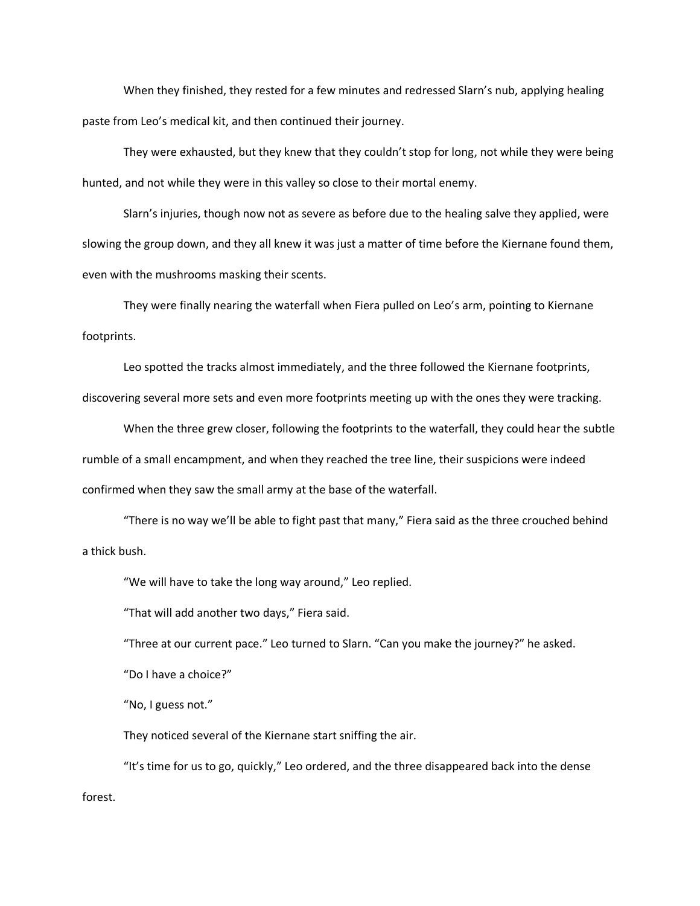When they finished, they rested for a few minutes and redressed Slarn's nub, applying healing paste from Leo's medical kit, and then continued their journey.

They were exhausted, but they knew that they couldn't stop for long, not while they were being hunted, and not while they were in this valley so close to their mortal enemy.

Slarn's injuries, though now not as severe as before due to the healing salve they applied, were slowing the group down, and they all knew it was just a matter of time before the Kiernane found them, even with the mushrooms masking their scents.

They were finally nearing the waterfall when Fiera pulled on Leo's arm, pointing to Kiernane footprints.

Leo spotted the tracks almost immediately, and the three followed the Kiernane footprints, discovering several more sets and even more footprints meeting up with the ones they were tracking.

When the three grew closer, following the footprints to the waterfall, they could hear the subtle rumble of a small encampment, and when they reached the tree line, their suspicions were indeed confirmed when they saw the small army at the base of the waterfall.

"There is no way we'll be able to fight past that many," Fiera said as the three crouched behind a thick bush.

"We will have to take the long way around," Leo replied.

"That will add another two days," Fiera said.

"Three at our current pace." Leo turned to Slarn. "Can you make the journey?" he asked.

"Do I have a choice?"

"No, I guess not."

They noticed several of the Kiernane start sniffing the air.

"It's time for us to go, quickly," Leo ordered, and the three disappeared back into the dense forest.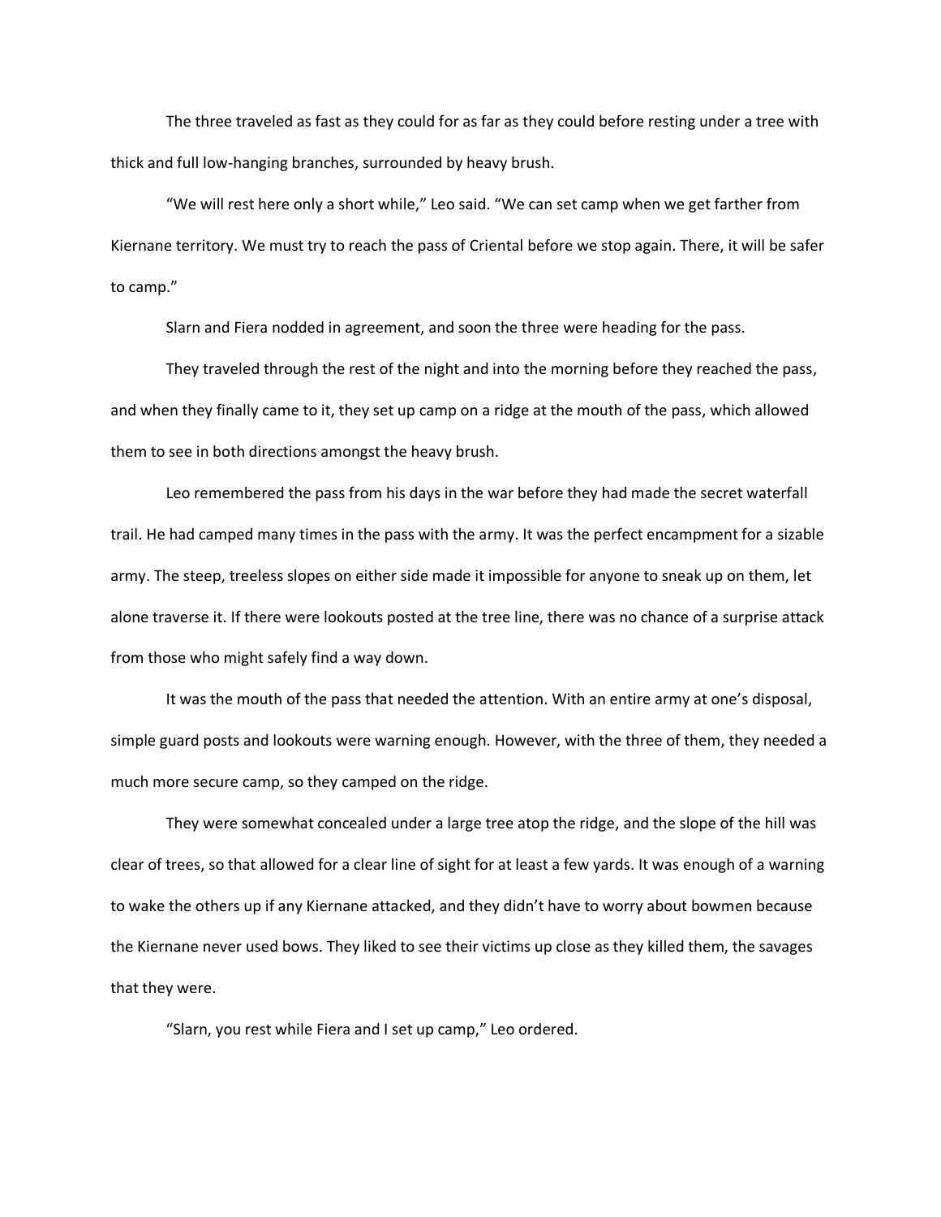The three traveled as fast as they could for as far as they could before resting under a tree with thick and full low-hanging branches, surrounded by heavy brush.

"We will rest here only a short while," Leo said. "We can set camp when we get farther from Kiernane territory. We must try to reach the pass of Criental before we stop again. There, it will be safer to camp."

Slarn and Fiera nodded in agreement, and soon the three were heading for the pass.

They traveled through the rest of the night and into the morning before they reached the pass, and when they finally came to it, they set up camp on a ridge at the mouth of the pass, which allowed them to see in both directions amongst the heavy brush.

Leo remembered the pass from his days in the war before they had made the secret waterfall trail. He had camped many times in the pass with the army. It was the perfect encampment for a sizable army. The steep, treeless slopes on either side made it impossible for anyone to sneak up on them, let alone traverse it. If there were lookouts posted at the tree line, there was no chance of a surprise attack from those who might safely find a way down.

It was the mouth of the pass that needed the attention. With an entire army at one's disposal, simple guard posts and lookouts were warning enough. However, with the three of them, they needed a much more secure camp, so they camped on the ridge.

They were somewhat concealed under a large tree atop the ridge, and the slope of the hill was clear of trees, so that allowed for a clear line of sight for at least a few yards. It was enough of a warning to wake the others up if any Kiernane attacked, and they didn't have to worry about bowmen because the Kiernane never used bows. They liked to see their victims up close as they killed them, the savages that they were.

"Slarn, you rest while Fiera and I set up camp," Leo ordered.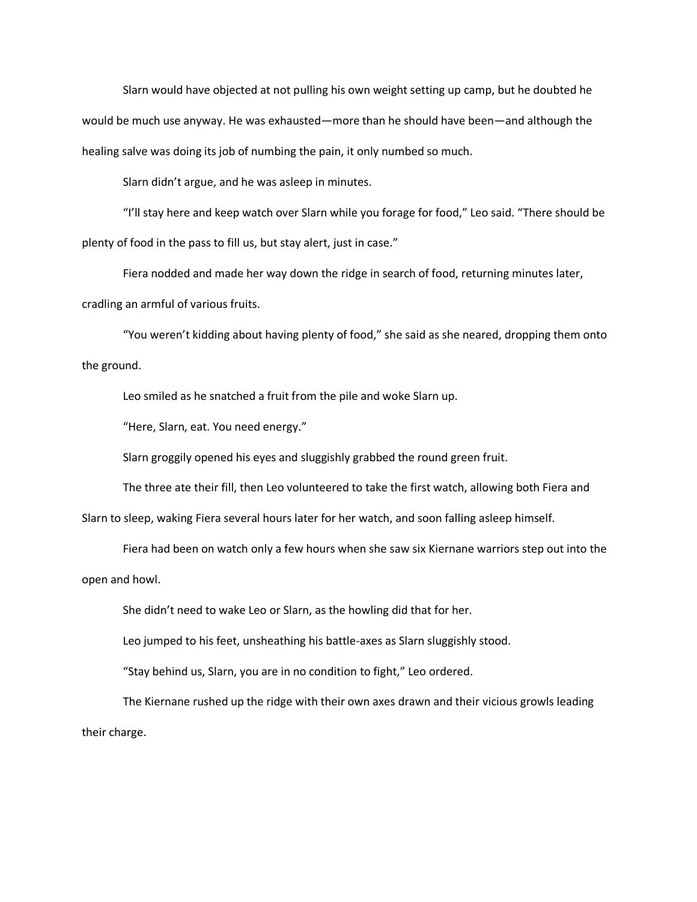Slarn would have objected at not pulling his own weight setting up camp, but he doubted he would be much use anyway. He was exhausted—more than he should have been—and although the healing salve was doing its job of numbing the pain, it only numbed so much.

Slarn didn't argue, and he was asleep in minutes.

"I'll stay here and keep watch over Slarn while you forage for food," Leo said. "There should be plenty of food in the pass to fill us, but stay alert, just in case."

Fiera nodded and made her way down the ridge in search of food, returning minutes later, cradling an armful of various fruits.

"You weren't kidding about having plenty of food," she said as she neared, dropping them onto the ground.

Leo smiled as he snatched a fruit from the pile and woke Slarn up.

"Here, Slarn, eat. You need energy."

Slarn groggily opened his eyes and sluggishly grabbed the round green fruit.

The three ate their fill, then Leo volunteered to take the first watch, allowing both Fiera and Slarn to sleep, waking Fiera several hours later for her watch, and soon falling asleep himself.

Fiera had been on watch only a few hours when she saw six Kiernane warriors step out into the open and howl.

She didn't need to wake Leo or Slarn, as the howling did that for her.

Leo jumped to his feet, unsheathing his battle-axes as Slarn sluggishly stood.

"Stay behind us, Slarn, you are in no condition to fight," Leo ordered.

The Kiernane rushed up the ridge with their own axes drawn and their vicious growls leading their charge.